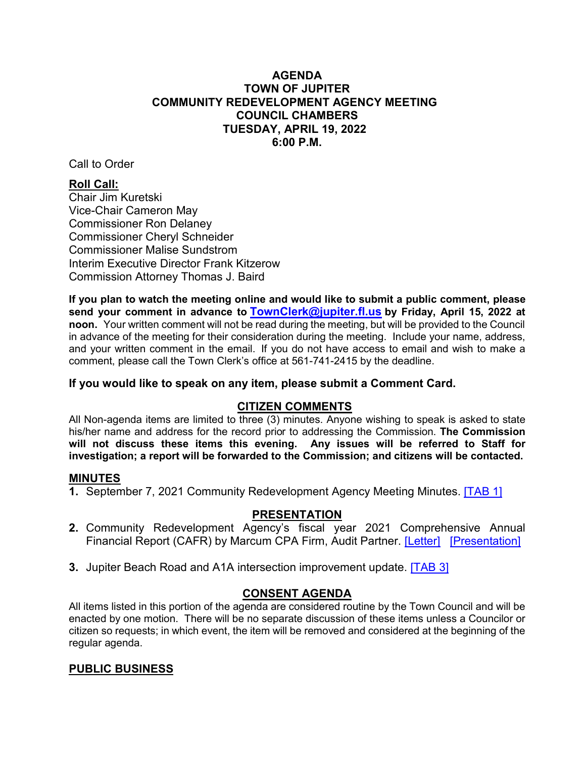# AGENDA
# TOWN OF JUPITER
# COMMUNITY REDEVELOPMENT AGENCY MEETING
# COUNCIL CHAMBERS
# TUESDAY, APRIL 19, 2022
# 6:00 P.M.

Call to Order

**Roll Call:**

Chair Jim Kuretski
Vice-Chair Cameron May
Commissioner Ron Delaney
Commissioner Cheryl Schneider
Commissioner Malise Sundstrom
Interim Executive Director Frank Kitzerow
Commission Attorney Thomas J. Baird

**If you plan to watch the meeting online and would like to submit a public comment, please send your comment in advance to [TownClerk@jupiter.fl.us](mailto:TownClerk@jupiter.fl.us) by Friday, April 15, 2022 at noon.** Your written comment will not be read during the meeting, but will be provided to the Council in advance of the meeting for their consideration during the meeting. Include your name, address, and your written comment in the email. If you do not have access to email and wish to make a comment, please call the Town Clerk's office at 561-741-2415 by the deadline.

**If you would like to speak on any item, please submit a Comment Card.**

## CITIZEN COMMENTS

All Non-agenda items are limited to three (3) minutes. Anyone wishing to speak is asked to state his/her name and address for the record prior to addressing the Commission. **The Commission will not discuss these items this evening. Any issues will be referred to Staff for investigation; a report will be forwarded to the Commission; and citizens will be contacted.**

## MINUTES

1. September 7, 2021 Community Redevelopment Agency Meeting Minutes. [TAB 1]

## PRESENTATION

2. Community Redevelopment Agency's fiscal year 2021 Comprehensive Annual Financial Report (CAFR) by Marcum CPA Firm, Audit Partner. [Letter] [Presentation]

3. Jupiter Beach Road and A1A intersection improvement update. [TAB 3]

## CONSENT AGENDA

All items listed in this portion of the agenda are considered routine by the Town Council and will be enacted by one motion. There will be no separate discussion of these items unless a Councilor or citizen so requests; in which event, the item will be removed and considered at the beginning of the regular agenda.

## PUBLIC BUSINESS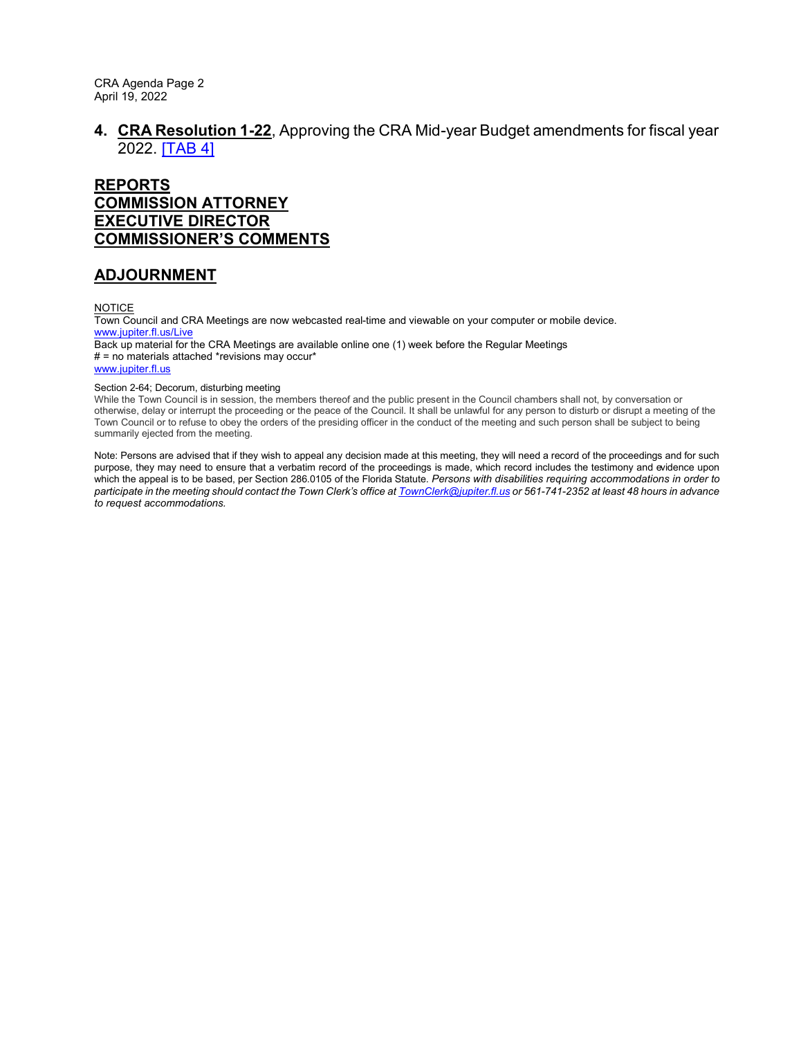**4. CRA Resolution 1-22**, Approving the CRA Mid-year Budget amendments for fiscal year 2022. [TAB 4]

## REPORTS
## COMMISSION ATTORNEY
## EXECUTIVE DIRECTOR
## COMMISSIONER'S COMMENTS

## ADJOURNMENT

NOTICE
Town Council and CRA Meetings are now webcasted real-time and viewable on your computer or mobile device.
www.jupiter.fl.us/Live
Back up material for the CRA Meetings are available online one (1) week before the Regular Meetings
# = no materials attached *revisions may occur*
www.jupiter.fl.us

Section 2-64; Decorum, disturbing meeting
While the Town Council is in session, the members thereof and the public present in the Council chambers shall not, by conversation or otherwise, delay or interrupt the proceeding or the peace of the Council. It shall be unlawful for any person to disturb or disrupt a meeting of the Town Council or to refuse to obey the orders of the presiding officer in the conduct of the meeting and such person shall be subject to being summarily ejected from the meeting.

Note: Persons are advised that if they wish to appeal any decision made at this meeting, they will need a record of the proceedings and for such purpose, they may need to ensure that a verbatim record of the proceedings is made, which record includes the testimony and evidence upon which the appeal is to be based, per Section 286.0105 of the Florida Statute. *Persons with disabilities requiring accommodations in order to participate in the meeting should contact the Town Clerk's office at TownClerk@jupiter.fl.us or 561-741-2352 at least 48 hours in advance to request accommodations.*